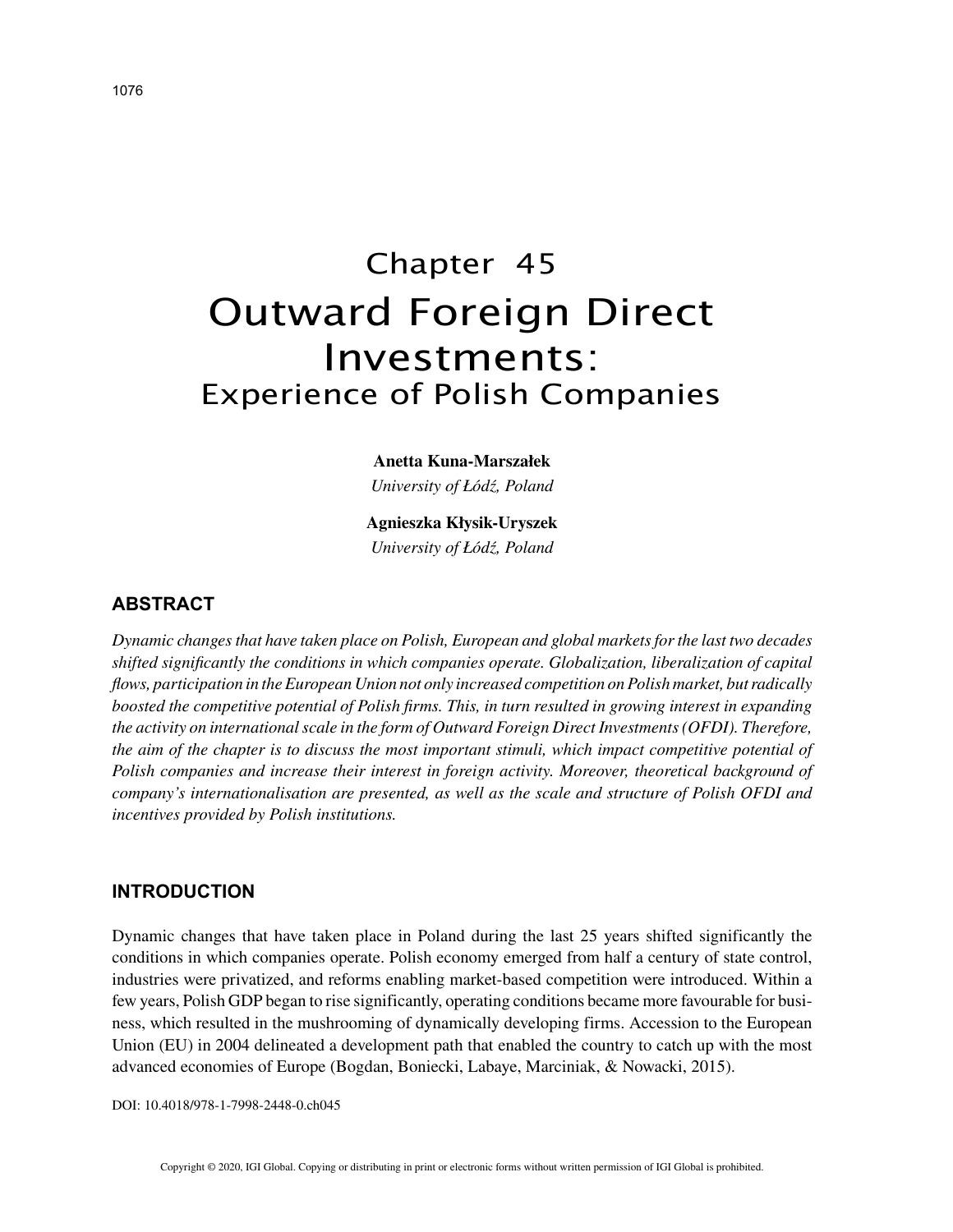# Chapter 45
# Outward Foreign Direct Investments:
## Experience of Polish Companies

**Anetta Kuna-Marszałek**
*University of Łódź, Poland*

**Agnieszka Kłysik-Uryszek**
*University of Łódź, Poland*

## ABSTRACT

*Dynamic changes that have taken place on Polish, European and global markets for the last two decades shifted significantly the conditions in which companies operate. Globalization, liberalization of capital flows, participation in the European Union not only increased competition on Polish market, but radically boosted the competitive potential of Polish firms. This, in turn resulted in growing interest in expanding the activity on international scale in the form of Outward Foreign Direct Investments (OFDI). Therefore, the aim of the chapter is to discuss the most important stimuli, which impact competitive potential of Polish companies and increase their interest in foreign activity. Moreover, theoretical background of company's internationalisation are presented, as well as the scale and structure of Polish OFDI and incentives provided by Polish institutions.*

## INTRODUCTION

Dynamic changes that have taken place in Poland during the last 25 years shifted significantly the conditions in which companies operate. Polish economy emerged from half a century of state control, industries were privatized, and reforms enabling market-based competition were introduced. Within a few years, Polish GDP began to rise significantly, operating conditions became more favourable for business, which resulted in the mushrooming of dynamically developing firms. Accession to the European Union (EU) in 2004 delineated a development path that enabled the country to catch up with the most advanced economies of Europe (Bogdan, Boniecki, Labaye, Marciniak, & Nowacki, 2015).

DOI: 10.4018/978-1-7998-2448-0.ch045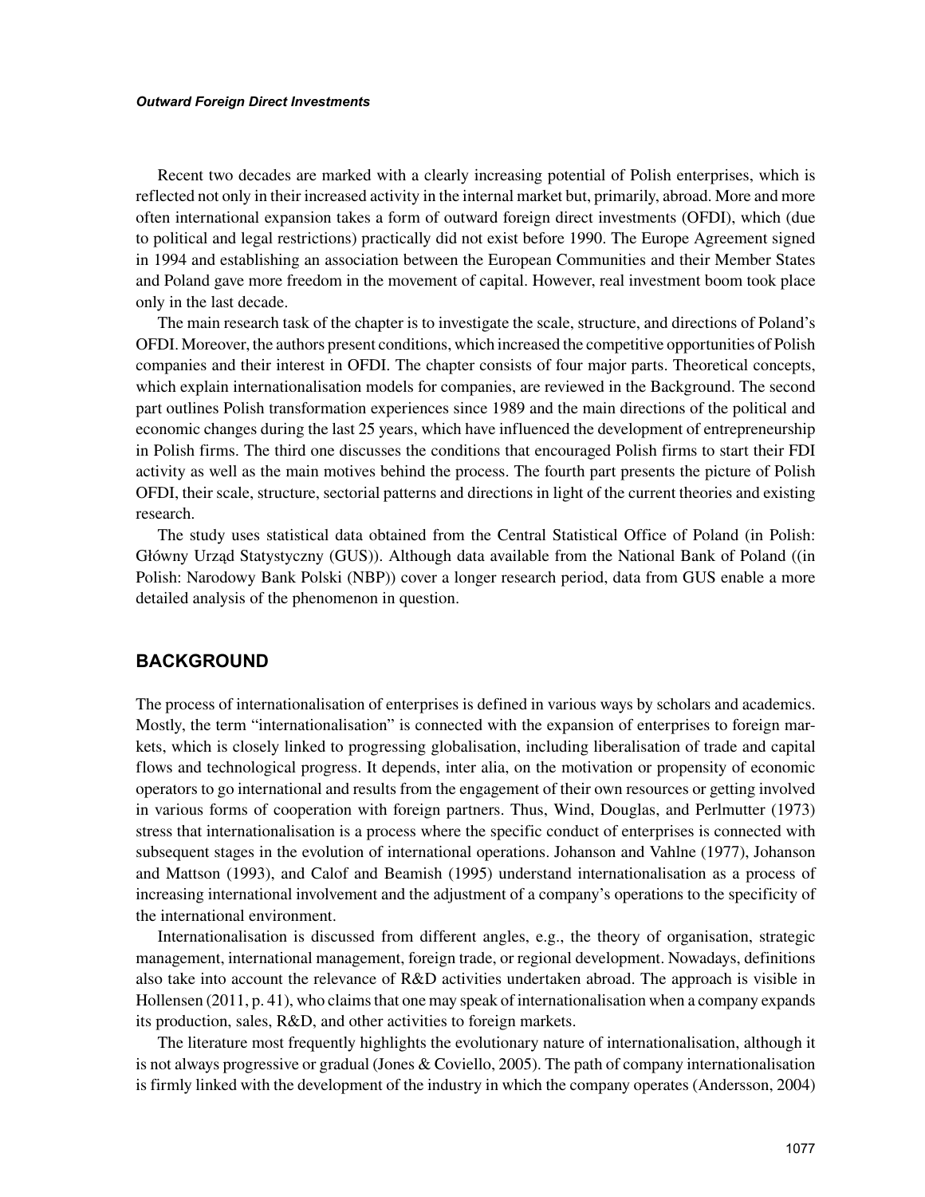Recent two decades are marked with a clearly increasing potential of Polish enterprises, which is reflected not only in their increased activity in the internal market but, primarily, abroad. More and more often international expansion takes a form of outward foreign direct investments (OFDI), which (due to political and legal restrictions) practically did not exist before 1990. The Europe Agreement signed in 1994 and establishing an association between the European Communities and their Member States and Poland gave more freedom in the movement of capital. However, real investment boom took place only in the last decade.

The main research task of the chapter is to investigate the scale, structure, and directions of Poland's OFDI. Moreover, the authors present conditions, which increased the competitive opportunities of Polish companies and their interest in OFDI. The chapter consists of four major parts. Theoretical concepts, which explain internationalisation models for companies, are reviewed in the Background. The second part outlines Polish transformation experiences since 1989 and the main directions of the political and economic changes during the last 25 years, which have influenced the development of entrepreneurship in Polish firms. The third one discusses the conditions that encouraged Polish firms to start their FDI activity as well as the main motives behind the process. The fourth part presents the picture of Polish OFDI, their scale, structure, sectorial patterns and directions in light of the current theories and existing research.

The study uses statistical data obtained from the Central Statistical Office of Poland (in Polish: Główny Urząd Statystyczny (GUS)). Although data available from the National Bank of Poland ((in Polish: Narodowy Bank Polski (NBP)) cover a longer research period, data from GUS enable a more detailed analysis of the phenomenon in question.

## BACKGROUND

The process of internationalisation of enterprises is defined in various ways by scholars and academics. Mostly, the term "internationalisation" is connected with the expansion of enterprises to foreign markets, which is closely linked to progressing globalisation, including liberalisation of trade and capital flows and technological progress. It depends, inter alia, on the motivation or propensity of economic operators to go international and results from the engagement of their own resources or getting involved in various forms of cooperation with foreign partners. Thus, Wind, Douglas, and Perlmutter (1973) stress that internationalisation is a process where the specific conduct of enterprises is connected with subsequent stages in the evolution of international operations. Johanson and Vahlne (1977), Johanson and Mattson (1993), and Calof and Beamish (1995) understand internationalisation as a process of increasing international involvement and the adjustment of a company's operations to the specificity of the international environment.

Internationalisation is discussed from different angles, e.g., the theory of organisation, strategic management, international management, foreign trade, or regional development. Nowadays, definitions also take into account the relevance of R&D activities undertaken abroad. The approach is visible in Hollensen (2011, p. 41), who claims that one may speak of internationalisation when a company expands its production, sales, R&D, and other activities to foreign markets.

The literature most frequently highlights the evolutionary nature of internationalisation, although it is not always progressive or gradual (Jones & Coviello, 2005). The path of company internationalisation is firmly linked with the development of the industry in which the company operates (Andersson, 2004)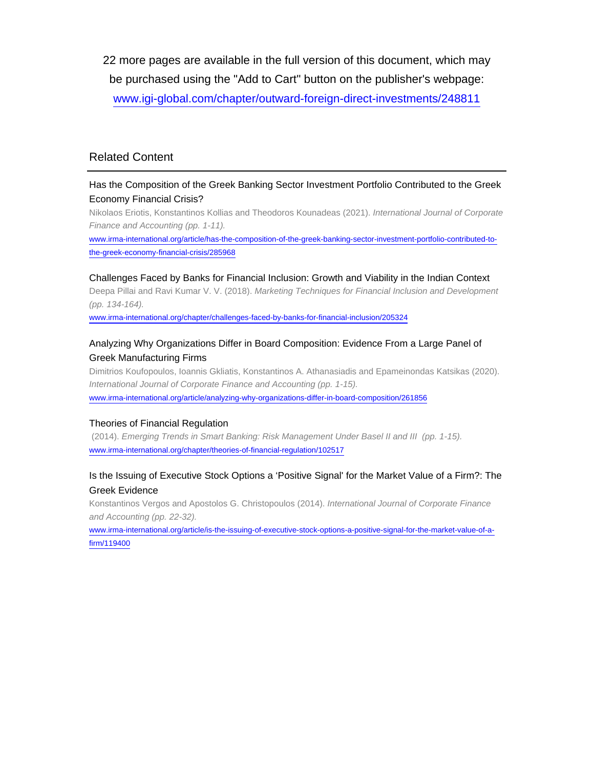22 more pages are available in the full version of this document, which may be purchased using the "Add to Cart" button on the publisher's webpage: [www.igi-global.com/chapter/outward-foreign-direct-investments/248811](www.igi-global.com/chapter/outward-foreign-direct-investments/248811)

## Related Content

Has the Composition of the Greek Banking Sector Investment Portfolio Contributed to the Greek Economy Financial Crisis?

Nikolaos Eriotis, Konstantinos Kollias and Theodoros Kounadeas (2021). *International Journal of Corporate Finance and Accounting (pp. 1-11).*

[www.irma-international.org/article/has-the-composition-of-the-greek-banking-sector-investment-portfolio-contributed-to-the-greek-economy-financial-crisis/285968](www.irma-international.org/article/has-the-composition-of-the-greek-banking-sector-investment-portfolio-contributed-to-the-greek-economy-financial-crisis/285968)

Challenges Faced by Banks for Financial Inclusion: Growth and Viability in the Indian Context

Deepa Pillai and Ravi Kumar V. V. (2018). *Marketing Techniques for Financial Inclusion and Development (pp. 134-164).*

[www.irma-international.org/chapter/challenges-faced-by-banks-for-financial-inclusion/205324](www.irma-international.org/chapter/challenges-faced-by-banks-for-financial-inclusion/205324)

Analyzing Why Organizations Differ in Board Composition: Evidence From a Large Panel of Greek Manufacturing Firms

Dimitrios Koufopoulos, Ioannis Gkliatis, Konstantinos A. Athanasiadis and Epameinondas Katsikas (2020). *International Journal of Corporate Finance and Accounting (pp. 1-15).*

[www.irma-international.org/article/analyzing-why-organizations-differ-in-board-composition/261856](www.irma-international.org/article/analyzing-why-organizations-differ-in-board-composition/261856)

Theories of Financial Regulation

(2014). *Emerging Trends in Smart Banking: Risk Management Under Basel II and III (pp. 1-15).*

[www.irma-international.org/chapter/theories-of-financial-regulation/102517](www.irma-international.org/chapter/theories-of-financial-regulation/102517)

Is the Issuing of Executive Stock Options a 'Positive Signal' for the Market Value of a Firm?: The Greek Evidence

Konstantinos Vergos and Apostolos G. Christopoulos (2014). *International Journal of Corporate Finance and Accounting (pp. 22-32).*

[www.irma-international.org/article/is-the-issuing-of-executive-stock-options-a-positive-signal-for-the-market-value-of-a-firm/119400](www.irma-international.org/article/is-the-issuing-of-executive-stock-options-a-positive-signal-for-the-market-value-of-a-firm/119400)